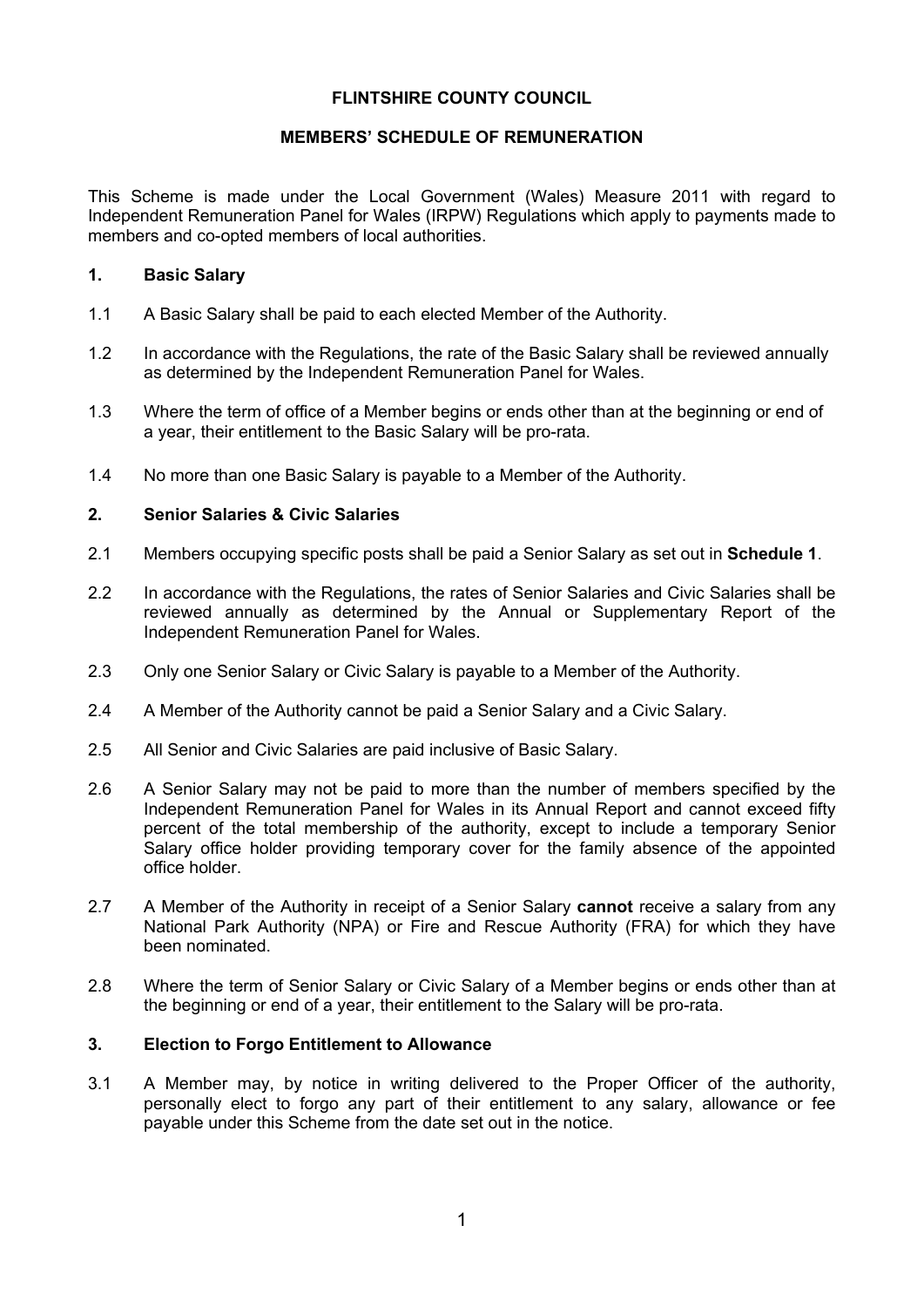# FLINTSHIRE COUNTY COUNCIL

## MEMBERS' SCHEDULE OF REMUNERATION

This Scheme is made under the Local Government (Wales) Measure 2011 with regard to Independent Remuneration Panel for Wales (IRPW) Regulations which apply to payments made to members and co-opted members of local authorities.

### 1. Basic Salary

1.1 A Basic Salary shall be paid to each elected Member of the Authority.

1.2 In accordance with the Regulations, the rate of the Basic Salary shall be reviewed annually as determined by the Independent Remuneration Panel for Wales.

1.3 Where the term of office of a Member begins or ends other than at the beginning or end of a year, their entitlement to the Basic Salary will be pro-rata.

1.4 No more than one Basic Salary is payable to a Member of the Authority.

### 2. Senior Salaries & Civic Salaries

2.1 Members occupying specific posts shall be paid a Senior Salary as set out in **Schedule 1**.

2.2 In accordance with the Regulations, the rates of Senior Salaries and Civic Salaries shall be reviewed annually as determined by the Annual or Supplementary Report of the Independent Remuneration Panel for Wales.

2.3 Only one Senior Salary or Civic Salary is payable to a Member of the Authority.

2.4 A Member of the Authority cannot be paid a Senior Salary and a Civic Salary.

2.5 All Senior and Civic Salaries are paid inclusive of Basic Salary.

2.6 A Senior Salary may not be paid to more than the number of members specified by the Independent Remuneration Panel for Wales in its Annual Report and cannot exceed fifty percent of the total membership of the authority, except to include a temporary Senior Salary office holder providing temporary cover for the family absence of the appointed office holder.

2.7 A Member of the Authority in receipt of a Senior Salary **cannot** receive a salary from any National Park Authority (NPA) or Fire and Rescue Authority (FRA) for which they have been nominated.

2.8 Where the term of Senior Salary or Civic Salary of a Member begins or ends other than at the beginning or end of a year, their entitlement to the Salary will be pro-rata.

### 3. Election to Forgo Entitlement to Allowance

3.1 A Member may, by notice in writing delivered to the Proper Officer of the authority, personally elect to forgo any part of their entitlement to any salary, allowance or fee payable under this Scheme from the date set out in the notice.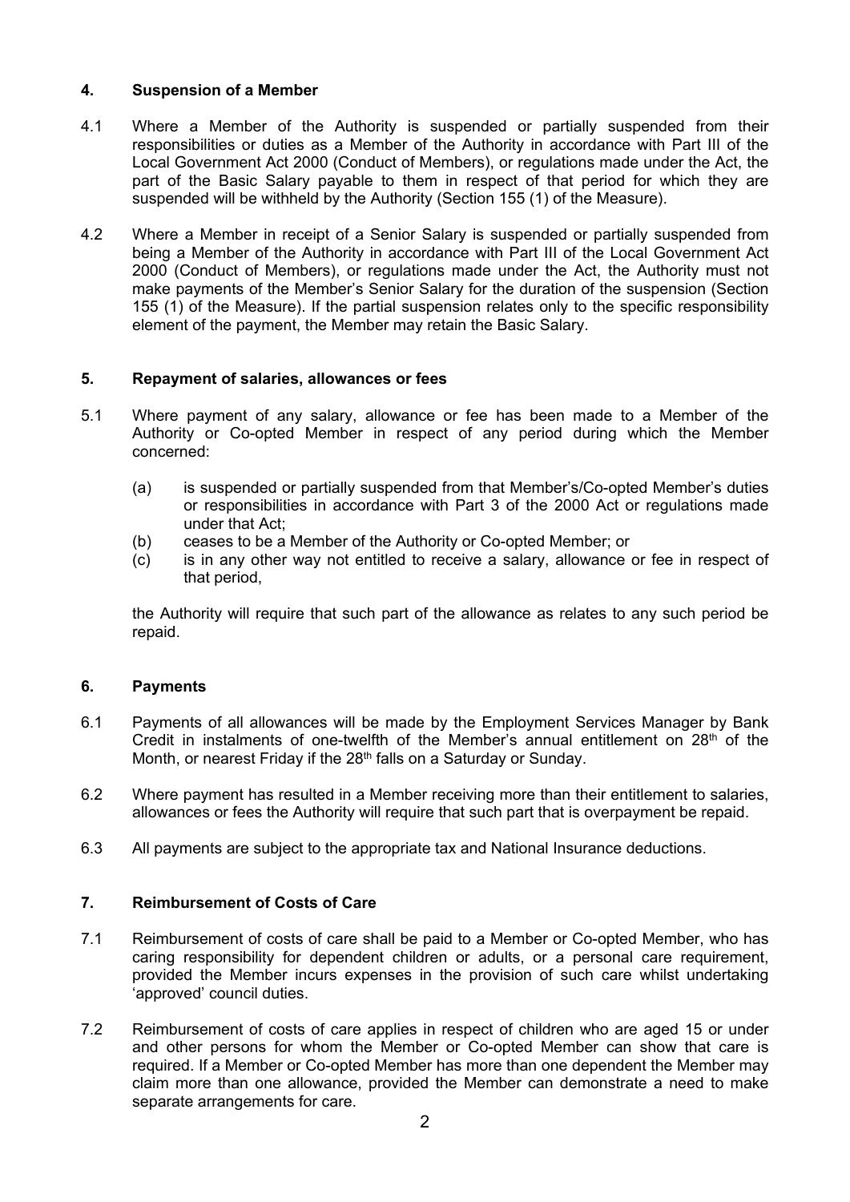## 4. Suspension of a Member

4.1 Where a Member of the Authority is suspended or partially suspended from their responsibilities or duties as a Member of the Authority in accordance with Part III of the Local Government Act 2000 (Conduct of Members), or regulations made under the Act, the part of the Basic Salary payable to them in respect of that period for which they are suspended will be withheld by the Authority (Section 155 (1) of the Measure).

4.2 Where a Member in receipt of a Senior Salary is suspended or partially suspended from being a Member of the Authority in accordance with Part III of the Local Government Act 2000 (Conduct of Members), or regulations made under the Act, the Authority must not make payments of the Member's Senior Salary for the duration of the suspension (Section 155 (1) of the Measure). If the partial suspension relates only to the specific responsibility element of the payment, the Member may retain the Basic Salary.

## 5. Repayment of salaries, allowances or fees

5.1 Where payment of any salary, allowance or fee has been made to a Member of the Authority or Co-opted Member in respect of any period during which the Member concerned:

(a) is suspended or partially suspended from that Member's/Co-opted Member's duties or responsibilities in accordance with Part 3 of the 2000 Act or regulations made under that Act;
(b) ceases to be a Member of the Authority or Co-opted Member; or
(c) is in any other way not entitled to receive a salary, allowance or fee in respect of that period,

the Authority will require that such part of the allowance as relates to any such period be repaid.

## 6. Payments

6.1 Payments of all allowances will be made by the Employment Services Manager by Bank Credit in instalments of one-twelfth of the Member's annual entitlement on 28th of the Month, or nearest Friday if the 28th falls on a Saturday or Sunday.

6.2 Where payment has resulted in a Member receiving more than their entitlement to salaries, allowances or fees the Authority will require that such part that is overpayment be repaid.

6.3 All payments are subject to the appropriate tax and National Insurance deductions.

## 7. Reimbursement of Costs of Care

7.1 Reimbursement of costs of care shall be paid to a Member or Co-opted Member, who has caring responsibility for dependent children or adults, or a personal care requirement, provided the Member incurs expenses in the provision of such care whilst undertaking 'approved' council duties.

7.2 Reimbursement of costs of care applies in respect of children who are aged 15 or under and other persons for whom the Member or Co-opted Member can show that care is required. If a Member or Co-opted Member has more than one dependent the Member may claim more than one allowance, provided the Member can demonstrate a need to make separate arrangements for care.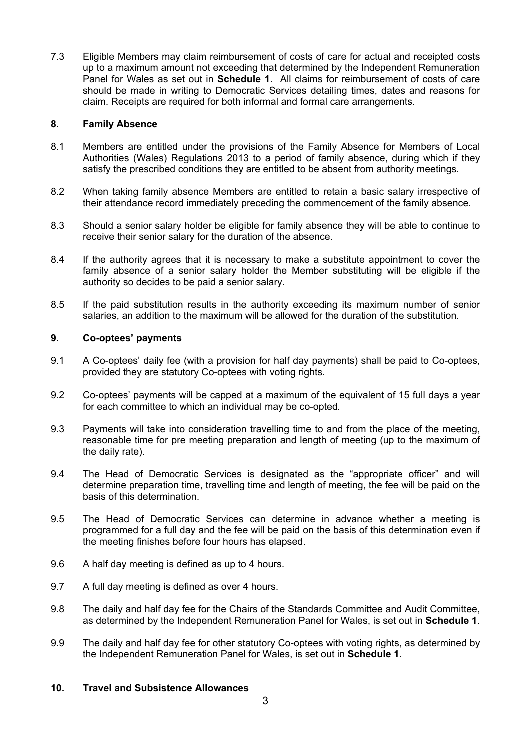7.3 Eligible Members may claim reimbursement of costs of care for actual and receipted costs up to a maximum amount not exceeding that determined by the Independent Remuneration Panel for Wales as set out in **Schedule 1**. All claims for reimbursement of costs of care should be made in writing to Democratic Services detailing times, dates and reasons for claim. Receipts are required for both informal and formal care arrangements.

## 8. Family Absence

8.1 Members are entitled under the provisions of the Family Absence for Members of Local Authorities (Wales) Regulations 2013 to a period of family absence, during which if they satisfy the prescribed conditions they are entitled to be absent from authority meetings.

8.2 When taking family absence Members are entitled to retain a basic salary irrespective of their attendance record immediately preceding the commencement of the family absence.

8.3 Should a senior salary holder be eligible for family absence they will be able to continue to receive their senior salary for the duration of the absence.

8.4 If the authority agrees that it is necessary to make a substitute appointment to cover the family absence of a senior salary holder the Member substituting will be eligible if the authority so decides to be paid a senior salary.

8.5 If the paid substitution results in the authority exceeding its maximum number of senior salaries, an addition to the maximum will be allowed for the duration of the substitution.

## 9. Co-optees' payments

9.1 A Co-optees' daily fee (with a provision for half day payments) shall be paid to Co-optees, provided they are statutory Co-optees with voting rights.

9.2 Co-optees' payments will be capped at a maximum of the equivalent of 15 full days a year for each committee to which an individual may be co-opted.

9.3 Payments will take into consideration travelling time to and from the place of the meeting, reasonable time for pre meeting preparation and length of meeting (up to the maximum of the daily rate).

9.4 The Head of Democratic Services is designated as the "appropriate officer" and will determine preparation time, travelling time and length of meeting, the fee will be paid on the basis of this determination.

9.5 The Head of Democratic Services can determine in advance whether a meeting is programmed for a full day and the fee will be paid on the basis of this determination even if the meeting finishes before four hours has elapsed.

9.6 A half day meeting is defined as up to 4 hours.

9.7 A full day meeting is defined as over 4 hours.

9.8 The daily and half day fee for the Chairs of the Standards Committee and Audit Committee, as determined by the Independent Remuneration Panel for Wales, is set out in **Schedule 1**.

9.9 The daily and half day fee for other statutory Co-optees with voting rights, as determined by the Independent Remuneration Panel for Wales, is set out in **Schedule 1**.

## 10. Travel and Subsistence Allowances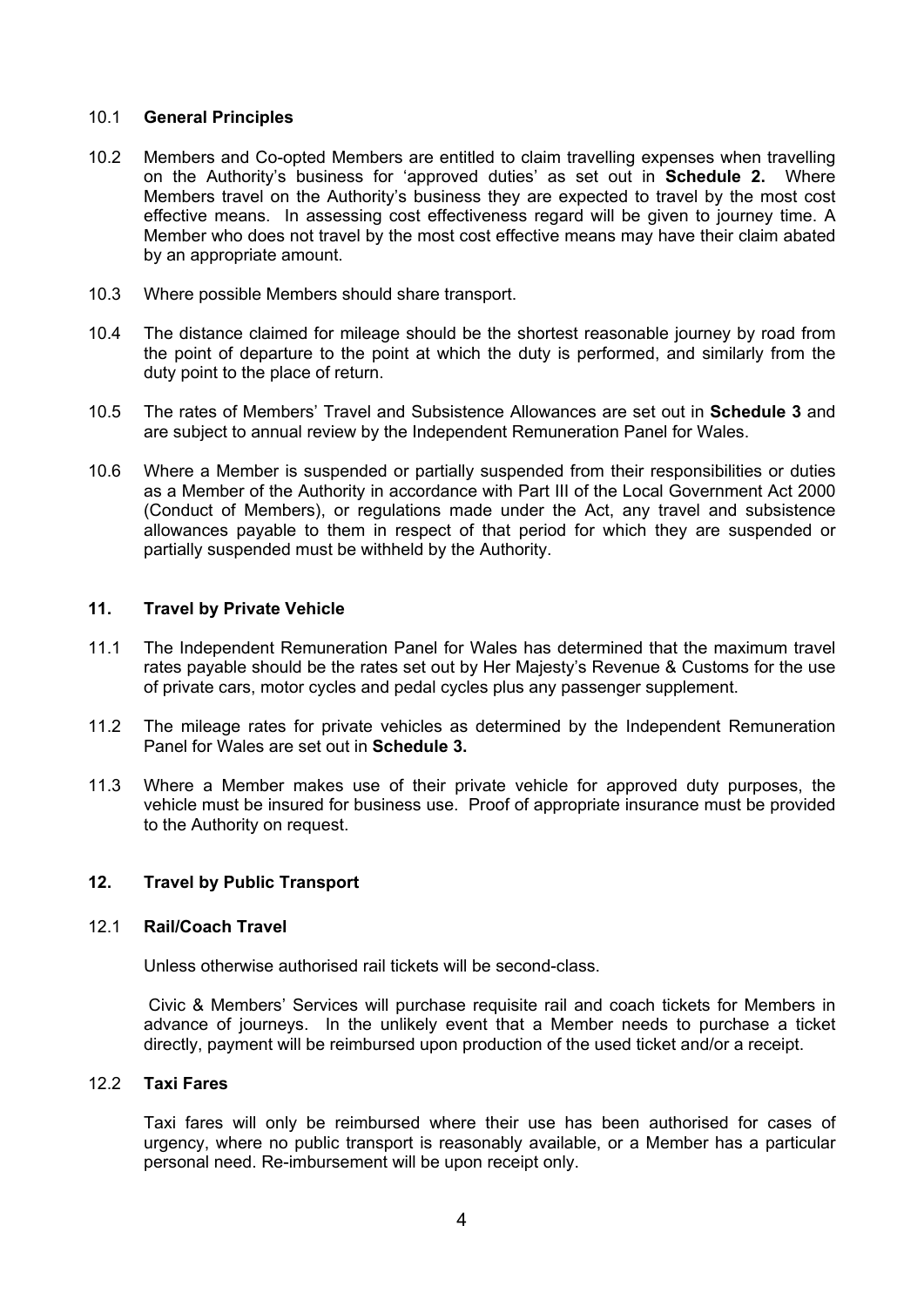10.1 **General Principles**

10.2 Members and Co-opted Members are entitled to claim travelling expenses when travelling on the Authority's business for 'approved duties' as set out in **Schedule 2.** Where Members travel on the Authority's business they are expected to travel by the most cost effective means. In assessing cost effectiveness regard will be given to journey time. A Member who does not travel by the most cost effective means may have their claim abated by an appropriate amount.

10.3 Where possible Members should share transport.

10.4 The distance claimed for mileage should be the shortest reasonable journey by road from the point of departure to the point at which the duty is performed, and similarly from the duty point to the place of return.

10.5 The rates of Members' Travel and Subsistence Allowances are set out in **Schedule 3** and are subject to annual review by the Independent Remuneration Panel for Wales.

10.6 Where a Member is suspended or partially suspended from their responsibilities or duties as a Member of the Authority in accordance with Part III of the Local Government Act 2000 (Conduct of Members), or regulations made under the Act, any travel and subsistence allowances payable to them in respect of that period for which they are suspended or partially suspended must be withheld by the Authority.

## 11. Travel by Private Vehicle

11.1 The Independent Remuneration Panel for Wales has determined that the maximum travel rates payable should be the rates set out by Her Majesty's Revenue & Customs for the use of private cars, motor cycles and pedal cycles plus any passenger supplement.

11.2 The mileage rates for private vehicles as determined by the Independent Remuneration Panel for Wales are set out in **Schedule 3.**

11.3 Where a Member makes use of their private vehicle for approved duty purposes, the vehicle must be insured for business use. Proof of appropriate insurance must be provided to the Authority on request.

## 12. Travel by Public Transport

12.1 **Rail/Coach Travel**

Unless otherwise authorised rail tickets will be second-class.

Civic & Members' Services will purchase requisite rail and coach tickets for Members in advance of journeys. In the unlikely event that a Member needs to purchase a ticket directly, payment will be reimbursed upon production of the used ticket and/or a receipt.

12.2 **Taxi Fares**

Taxi fares will only be reimbursed where their use has been authorised for cases of urgency, where no public transport is reasonably available, or a Member has a particular personal need. Re-imbursement will be upon receipt only.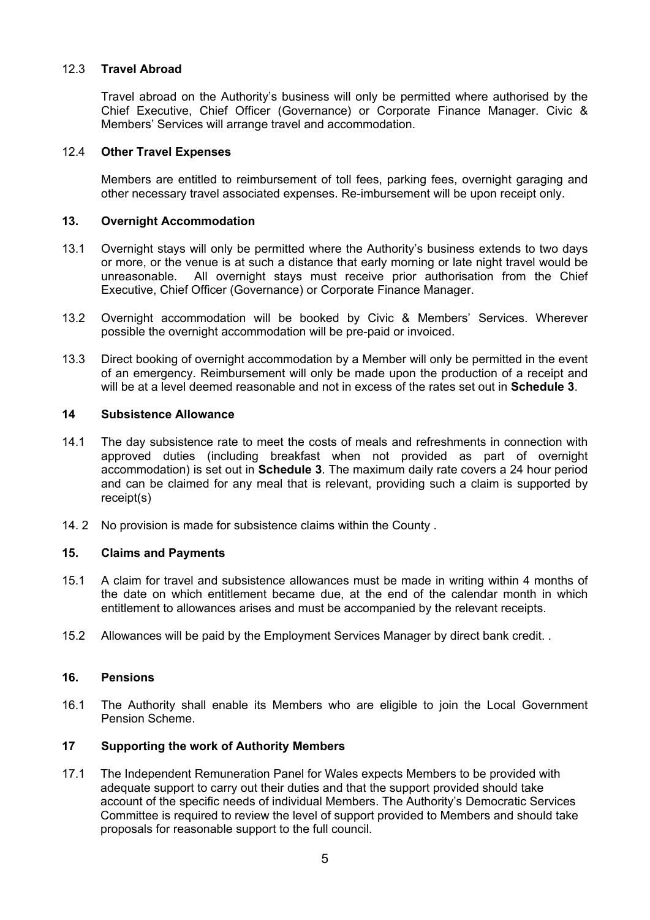### 12.3 Travel Abroad

Travel abroad on the Authority's business will only be permitted where authorised by the Chief Executive, Chief Officer (Governance) or Corporate Finance Manager. Civic & Members' Services will arrange travel and accommodation.

### 12.4 Other Travel Expenses

Members are entitled to reimbursement of toll fees, parking fees, overnight garaging and other necessary travel associated expenses. Re-imbursement will be upon receipt only.

## 13. Overnight Accommodation

13.1 Overnight stays will only be permitted where the Authority's business extends to two days or more, or the venue is at such a distance that early morning or late night travel would be unreasonable. All overnight stays must receive prior authorisation from the Chief Executive, Chief Officer (Governance) or Corporate Finance Manager.

13.2 Overnight accommodation will be booked by Civic & Members' Services. Wherever possible the overnight accommodation will be pre-paid or invoiced.

13.3 Direct booking of overnight accommodation by a Member will only be permitted in the event of an emergency. Reimbursement will only be made upon the production of a receipt and will be at a level deemed reasonable and not in excess of the rates set out in **Schedule 3**.

## 14 Subsistence Allowance

14.1 The day subsistence rate to meet the costs of meals and refreshments in connection with approved duties (including breakfast when not provided as part of overnight accommodation) is set out in **Schedule 3**. The maximum daily rate covers a 24 hour period and can be claimed for any meal that is relevant, providing such a claim is supported by receipt(s)

14. 2 No provision is made for subsistence claims within the County .

## 15. Claims and Payments

15.1 A claim for travel and subsistence allowances must be made in writing within 4 months of the date on which entitlement became due, at the end of the calendar month in which entitlement to allowances arises and must be accompanied by the relevant receipts.

15.2 Allowances will be paid by the Employment Services Manager by direct bank credit. .

## 16. Pensions

16.1 The Authority shall enable its Members who are eligible to join the Local Government Pension Scheme.

## 17 Supporting the work of Authority Members

17.1 The Independent Remuneration Panel for Wales expects Members to be provided with adequate support to carry out their duties and that the support provided should take account of the specific needs of individual Members. The Authority's Democratic Services Committee is required to review the level of support provided to Members and should take proposals for reasonable support to the full council.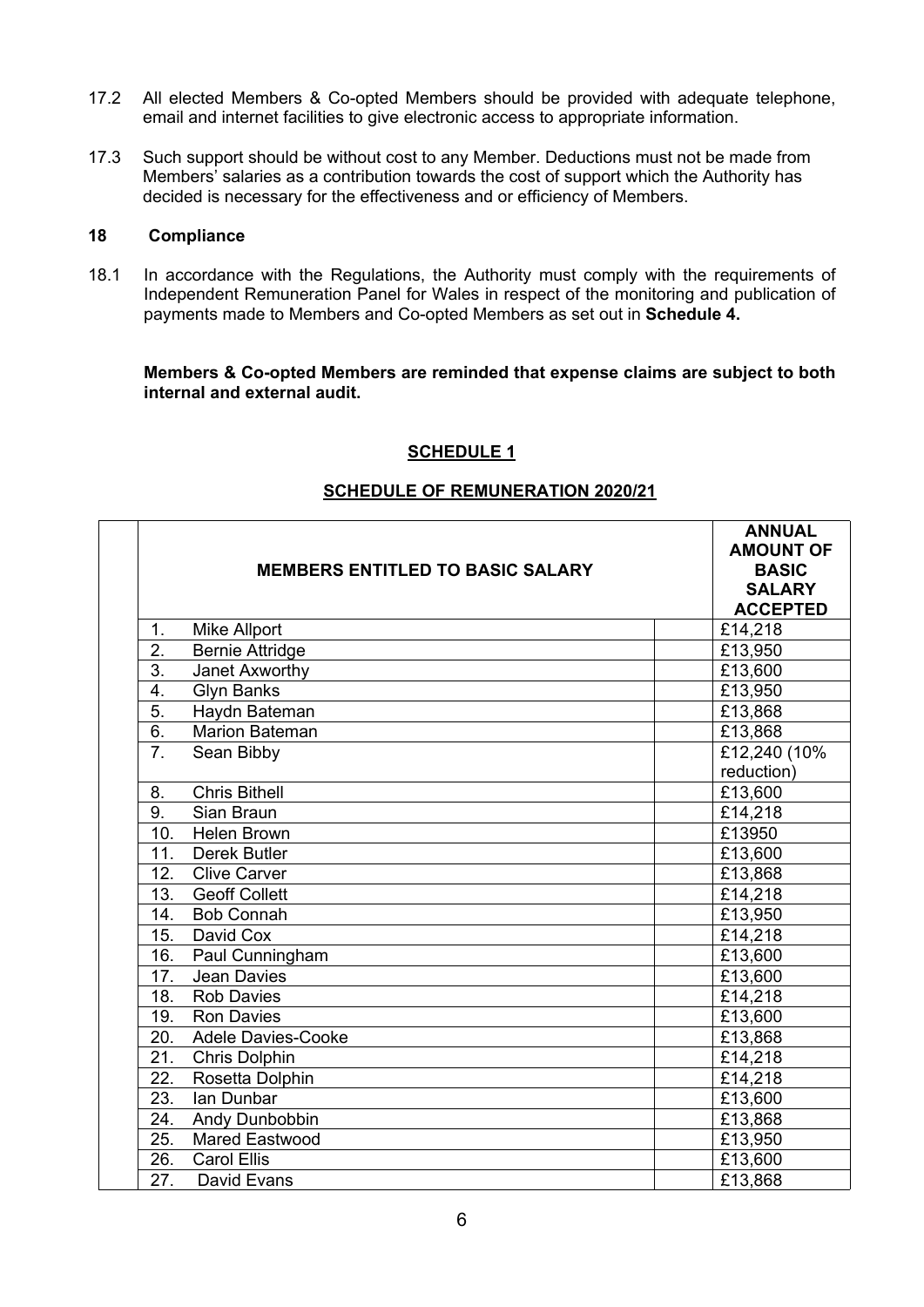17.2 All elected Members & Co-opted Members should be provided with adequate telephone, email and internet facilities to give electronic access to appropriate information.

17.3 Such support should be without cost to any Member. Deductions must not be made from Members' salaries as a contribution towards the cost of support which the Authority has decided is necessary for the effectiveness and or efficiency of Members.

## 18 Compliance

18.1 In accordance with the Regulations, the Authority must comply with the requirements of Independent Remuneration Panel for Wales in respect of the monitoring and publication of payments made to Members and Co-opted Members as set out in **Schedule 4.**

**Members & Co-opted Members are reminded that expense claims are subject to both internal and external audit.**

## SCHEDULE 1

## SCHEDULE OF REMUNERATION 2020/21

| MEMBERS ENTITLED TO BASIC SALARY | ANNUAL AMOUNT OF BASIC SALARY ACCEPTED |
|---|---|
| 1. Mike Allport | £14,218 |
| 2. Bernie Attridge | £13,950 |
| 3. Janet Axworthy | £13,600 |
| 4. Glyn Banks | £13,950 |
| 5. Haydn Bateman | £13,868 |
| 6. Marion Bateman | £13,868 |
| 7. Sean Bibby | £12,240 (10% reduction) |
| 8. Chris Bithell | £13,600 |
| 9. Sian Braun | £14,218 |
| 10. Helen Brown | £13950 |
| 11. Derek Butler | £13,600 |
| 12. Clive Carver | £13,868 |
| 13. Geoff Collett | £14,218 |
| 14. Bob Connah | £13,950 |
| 15. David Cox | £14,218 |
| 16. Paul Cunningham | £13,600 |
| 17. Jean Davies | £13,600 |
| 18. Rob Davies | £14,218 |
| 19. Ron Davies | £13,600 |
| 20. Adele Davies-Cooke | £13,868 |
| 21. Chris Dolphin | £14,218 |
| 22. Rosetta Dolphin | £14,218 |
| 23. Ian Dunbar | £13,600 |
| 24. Andy Dunbobbin | £13,868 |
| 25. Mared Eastwood | £13,950 |
| 26. Carol Ellis | £13,600 |
| 27. David Evans | £13,868 |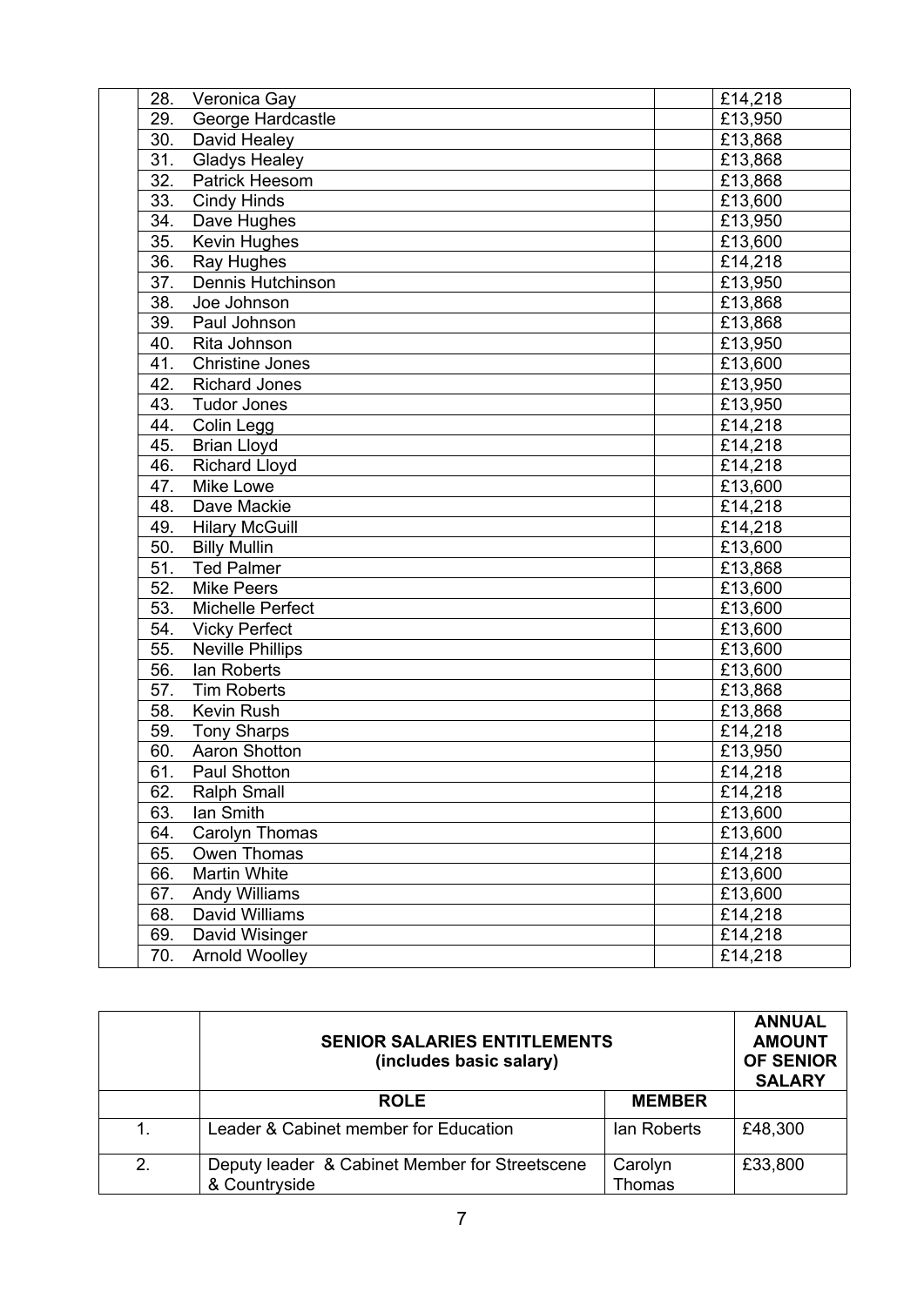| | | | |
|---|---|---|---|
| | 28. Veronica Gay | | £14,218 |
| | 29. George Hardcastle | | £13,950 |
| | 30. David Healey | | £13,868 |
| | 31. Gladys Healey | | £13,868 |
| | 32. Patrick Heesom | | £13,868 |
| | 33. Cindy Hinds | | £13,600 |
| | 34. Dave Hughes | | £13,950 |
| | 35. Kevin Hughes | | £13,600 |
| | 36. Ray Hughes | | £14,218 |
| | 37. Dennis Hutchinson | | £13,950 |
| | 38. Joe Johnson | | £13,868 |
| | 39. Paul Johnson | | £13,868 |
| | 40. Rita Johnson | | £13,950 |
| | 41. Christine Jones | | £13,600 |
| | 42. Richard Jones | | £13,950 |
| | 43. Tudor Jones | | £13,950 |
| | 44. Colin Legg | | £14,218 |
| | 45. Brian Lloyd | | £14,218 |
| | 46. Richard Lloyd | | £14,218 |
| | 47. Mike Lowe | | £13,600 |
| | 48. Dave Mackie | | £14,218 |
| | 49. Hilary McGuill | | £14,218 |
| | 50. Billy Mullin | | £13,600 |
| | 51. Ted Palmer | | £13,868 |
| | 52. Mike Peers | | £13,600 |
| | 53. Michelle Perfect | | £13,600 |
| | 54. Vicky Perfect | | £13,600 |
| | 55. Neville Phillips | | £13,600 |
| | 56. Ian Roberts | | £13,600 |
| | 57. Tim Roberts | | £13,868 |
| | 58. Kevin Rush | | £13,868 |
| | 59. Tony Sharps | | £14,218 |
| | 60. Aaron Shotton | | £13,950 |
| | 61. Paul Shotton | | £14,218 |
| | 62. Ralph Small | | £14,218 |
| | 63. Ian Smith | | £13,600 |
| | 64. Carolyn Thomas | | £13,600 |
| | 65. Owen Thomas | | £14,218 |
| | 66. Martin White | | £13,600 |
| | 67. Andy Williams | | £13,600 |
| | 68. David Williams | | £14,218 |
| | 69. David Wisinger | | £14,218 |
| | 70. Arnold Woolley | | £14,218 |

| | **SENIOR SALARIES ENTITLEMENTS (includes basic salary)** | | **ANNUAL AMOUNT OF SENIOR SALARY** |
|---|---|---|---|
| | **ROLE** | **MEMBER** | |
| 1. | Leader & Cabinet member for Education | Ian Roberts | £48,300 |
| 2. | Deputy leader & Cabinet Member for Streetscene & Countryside | Carolyn Thomas | £33,800 |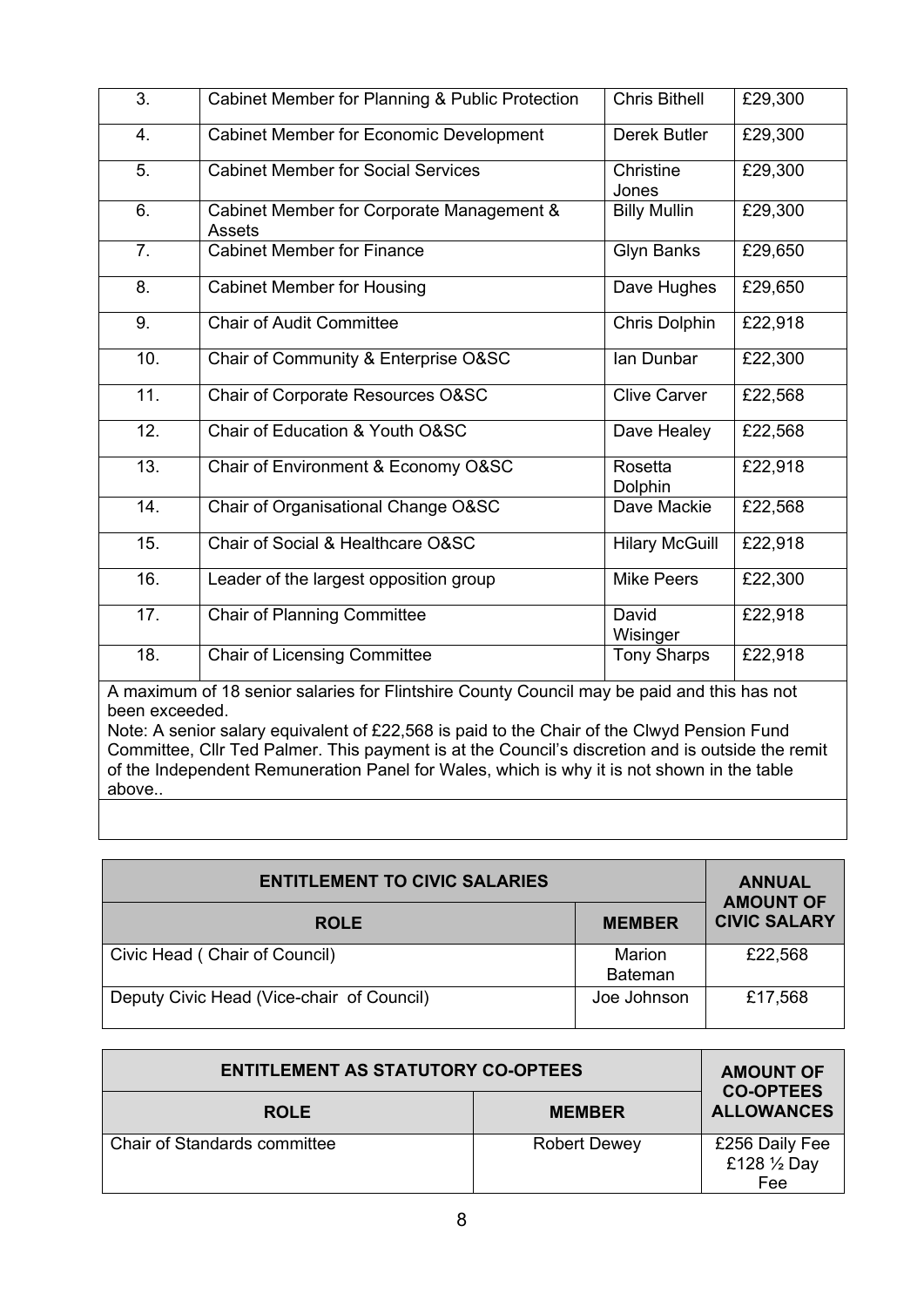| 3. | Cabinet Member for Planning & Public Protection | Chris Bithell | £29,300 |
|---|---|---|---|
| 4. | Cabinet Member for Economic Development | Derek Butler | £29,300 |
| 5. | Cabinet Member for Social Services | Christine Jones | £29,300 |
| 6. | Cabinet Member for Corporate Management & Assets | Billy Mullin | £29,300 |
| 7. | Cabinet Member for Finance | Glyn Banks | £29,650 |
| 8. | Cabinet Member for Housing | Dave Hughes | £29,650 |
| 9. | Chair of Audit Committee | Chris Dolphin | £22,918 |
| 10. | Chair of Community & Enterprise O&SC | Ian Dunbar | £22,300 |
| 11. | Chair of Corporate Resources O&SC | Clive Carver | £22,568 |
| 12. | Chair of Education & Youth O&SC | Dave Healey | £22,568 |
| 13. | Chair of Environment & Economy O&SC | Rosetta Dolphin | £22,918 |
| 14. | Chair of Organisational Change O&SC | Dave Mackie | £22,568 |
| 15. | Chair of Social & Healthcare O&SC | Hilary McGuill | £22,918 |
| 16. | Leader of the largest opposition group | Mike Peers | £22,300 |
| 17. | Chair of Planning Committee | David Wisinger | £22,918 |
| 18. | Chair of Licensing Committee | Tony Sharps | £22,918 |

A maximum of 18 senior salaries for Flintshire County Council may be paid and this has not been exceeded.

Note: A senior salary equivalent of £22,568 is paid to the Chair of the Clwyd Pension Fund Committee, Cllr Ted Palmer. This payment is at the Council's discretion and is outside the remit of the Independent Remuneration Panel for Wales, which is why it is not shown in the table above..

| ENTITLEMENT TO CIVIC SALARIES | | ANNUAL AMOUNT OF CIVIC SALARY |
|---|---|---|
| ROLE | MEMBER | |
| Civic Head ( Chair of Council) | Marion Bateman | £22,568 |
| Deputy Civic Head (Vice-chair of Council) | Joe Johnson | £17,568 |

| ENTITLEMENT AS STATUTORY CO-OPTEES | | AMOUNT OF CO-OPTEES ALLOWANCES |
|---|---|---|
| ROLE | MEMBER | |
| Chair of Standards committee | Robert Dewey | £256 Daily Fee £128 ½ Day Fee |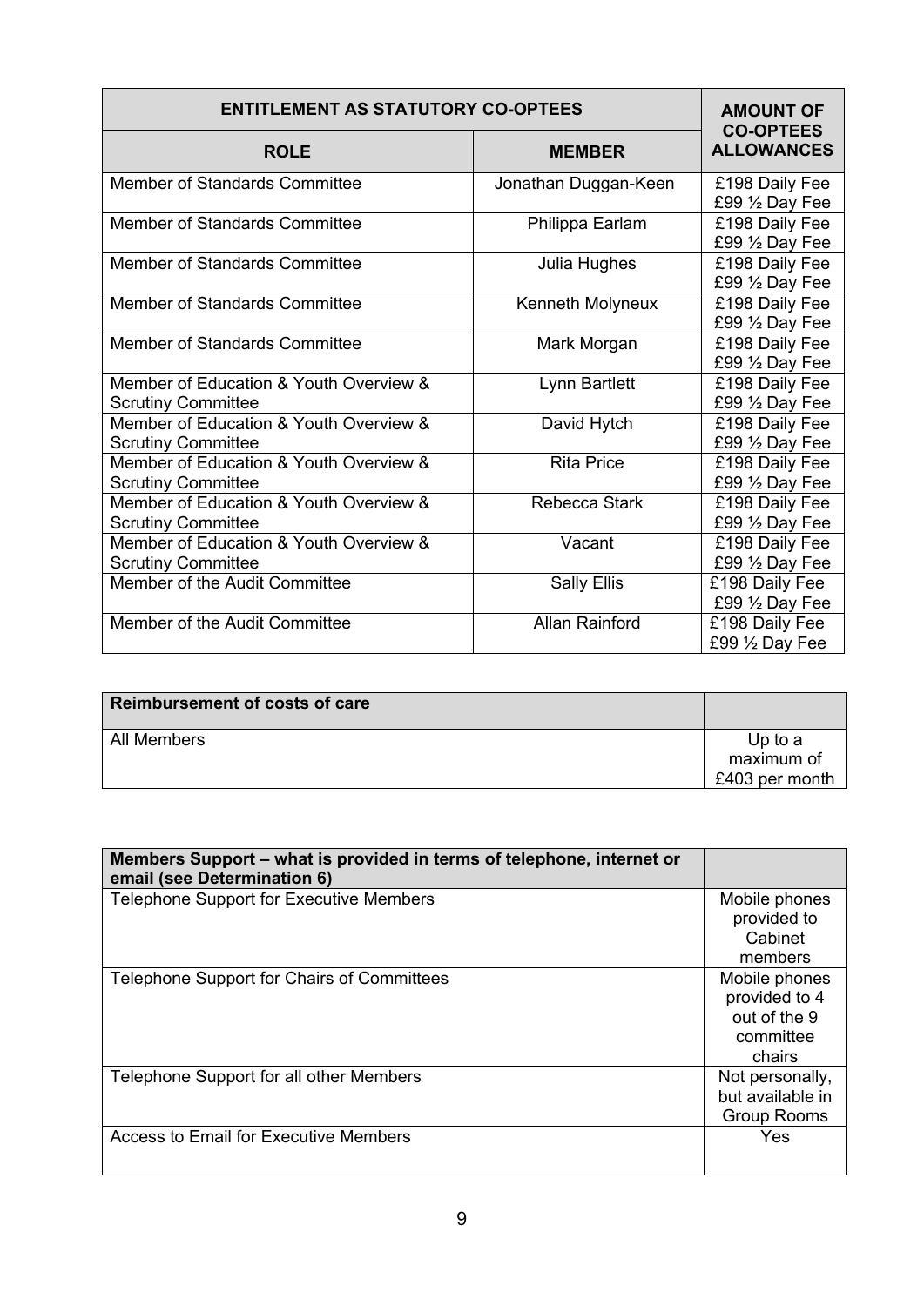| ENTITLEMENT AS STATUTORY CO-OPTEES | | AMOUNT OF CO-OPTEES ALLOWANCES |
|---|---|---|
| ROLE | MEMBER | |
| Member of Standards Committee | Jonathan Duggan-Keen | £198 Daily Fee<br>£99 ½ Day Fee |
| Member of Standards Committee | Philippa Earlam | £198 Daily Fee<br>£99 ½ Day Fee |
| Member of Standards Committee | Julia Hughes | £198 Daily Fee<br>£99 ½ Day Fee |
| Member of Standards Committee | Kenneth Molyneux | £198 Daily Fee<br>£99 ½ Day Fee |
| Member of Standards Committee | Mark Morgan | £198 Daily Fee<br>£99 ½ Day Fee |
| Member of Education & Youth Overview & Scrutiny Committee | Lynn Bartlett | £198 Daily Fee<br>£99 ½ Day Fee |
| Member of Education & Youth Overview & Scrutiny Committee | David Hytch | £198 Daily Fee<br>£99 ½ Day Fee |
| Member of Education & Youth Overview & Scrutiny Committee | Rita Price | £198 Daily Fee<br>£99 ½ Day Fee |
| Member of Education & Youth Overview & Scrutiny Committee | Rebecca Stark | £198 Daily Fee<br>£99 ½ Day Fee |
| Member of Education & Youth Overview & Scrutiny Committee | Vacant | £198 Daily Fee<br>£99 ½ Day Fee |
| Member of the Audit Committee | Sally Ellis | £198 Daily Fee<br>£99 ½ Day Fee |
| Member of the Audit Committee | Allan Rainford | £198 Daily Fee<br>£99 ½ Day Fee |

| Reimbursement of costs of care | |
|---|---|
| All Members | Up to a maximum of £403 per month |

| Members Support – what is provided in terms of telephone, internet or email (see Determination 6) | |
|---|---|
| Telephone Support for Executive Members | Mobile phones provided to Cabinet members |
| Telephone Support for Chairs of Committees | Mobile phones provided to 4 out of the 9 committee chairs |
| Telephone Support for all other Members | Not personally, but available in Group Rooms |
| Access to Email for Executive Members | Yes |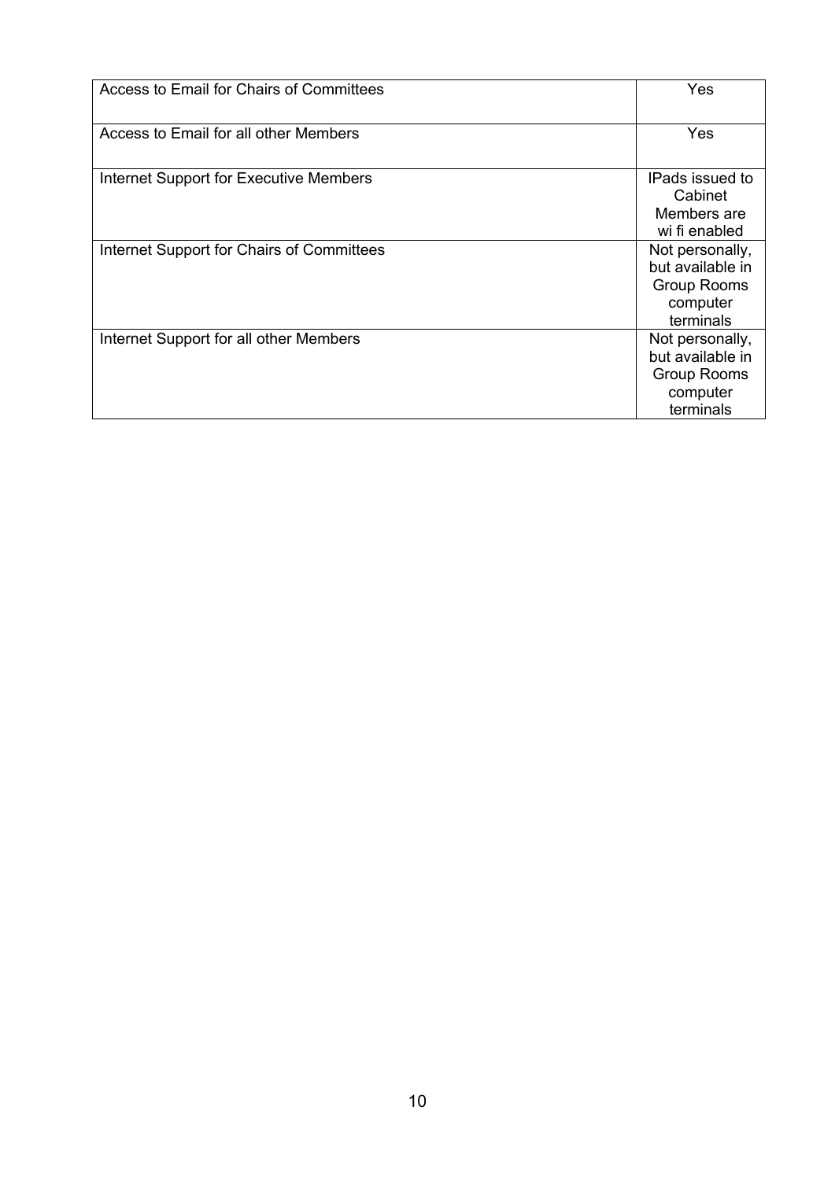| Access to Email for Chairs of Committees | Yes |
|---|---|
| Access to Email for all other Members | Yes |
| Internet Support for Executive Members | IPads issued to Cabinet Members are wi fi enabled |
| Internet Support for Chairs of Committees | Not personally, but available in Group Rooms computer terminals |
| Internet Support for all other Members | Not personally, but available in Group Rooms computer terminals |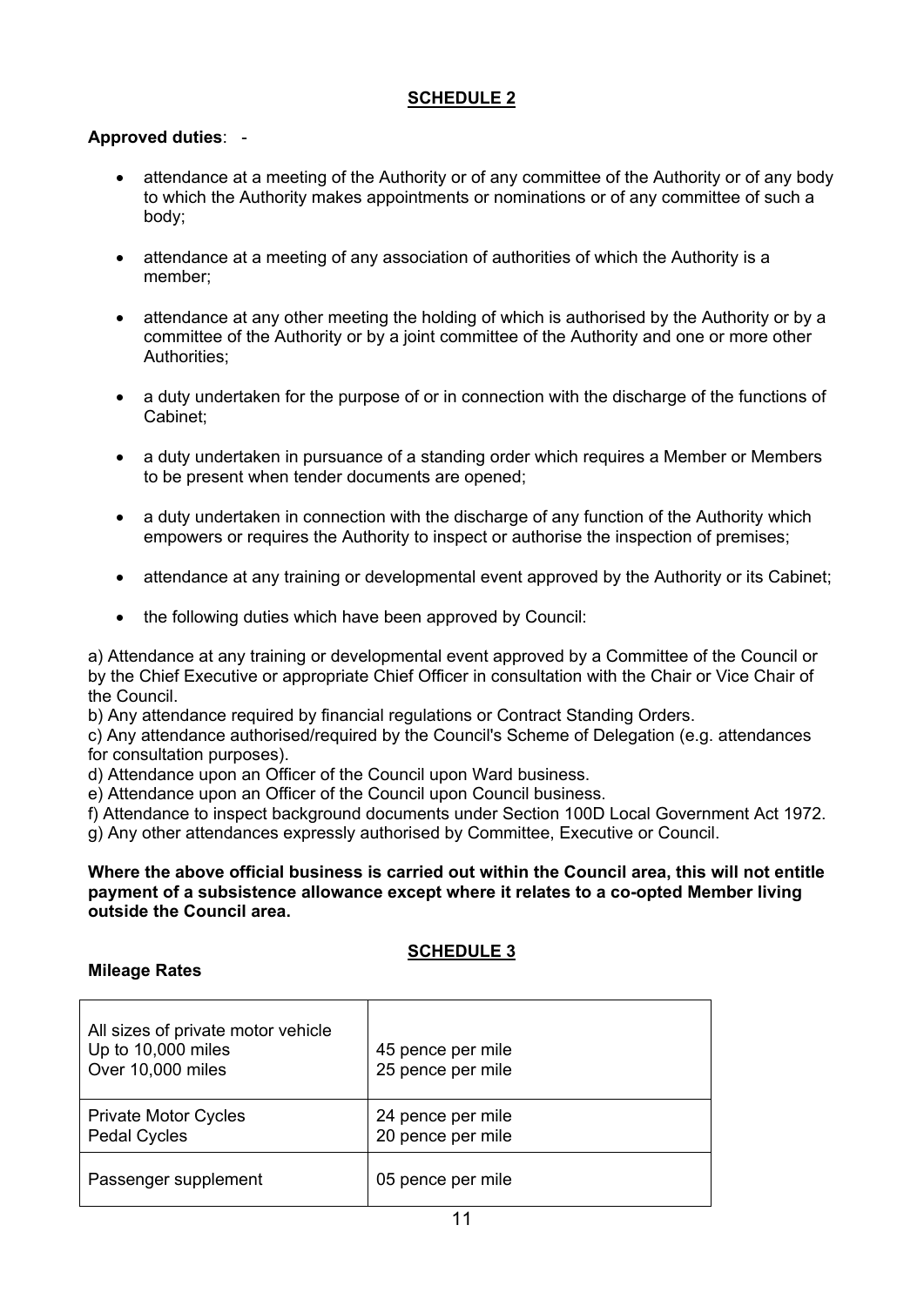## SCHEDULE 2

**Approved duties**: -

- attendance at a meeting of the Authority or of any committee of the Authority or of any body to which the Authority makes appointments or nominations or of any committee of such a body;
- attendance at a meeting of any association of authorities of which the Authority is a member;
- attendance at any other meeting the holding of which is authorised by the Authority or by a committee of the Authority or by a joint committee of the Authority and one or more other Authorities;
- a duty undertaken for the purpose of or in connection with the discharge of the functions of Cabinet;
- a duty undertaken in pursuance of a standing order which requires a Member or Members to be present when tender documents are opened;
- a duty undertaken in connection with the discharge of any function of the Authority which empowers or requires the Authority to inspect or authorise the inspection of premises;
- attendance at any training or developmental event approved by the Authority or its Cabinet;
- the following duties which have been approved by Council:

a) Attendance at any training or developmental event approved by a Committee of the Council or by the Chief Executive or appropriate Chief Officer in consultation with the Chair or Vice Chair of the Council.
b) Any attendance required by financial regulations or Contract Standing Orders.
c) Any attendance authorised/required by the Council's Scheme of Delegation (e.g. attendances for consultation purposes).
d) Attendance upon an Officer of the Council upon Ward business.
e) Attendance upon an Officer of the Council upon Council business.
f) Attendance to inspect background documents under Section 100D Local Government Act 1972.
g) Any other attendances expressly authorised by Committee, Executive or Council.

**Where the above official business is carried out within the Council area, this will not entitle payment of a subsistence allowance except where it relates to a co-opted Member living outside the Council area.**

## SCHEDULE 3

**Mileage Rates**

| | |
|---|---|
| All sizes of private motor vehicle<br>Up to 10,000 miles<br>Over 10,000 miles | <br>45 pence per mile<br>25 pence per mile |
| Private Motor Cycles<br>Pedal Cycles | 24 pence per mile<br>20 pence per mile |
| Passenger supplement | 05 pence per mile |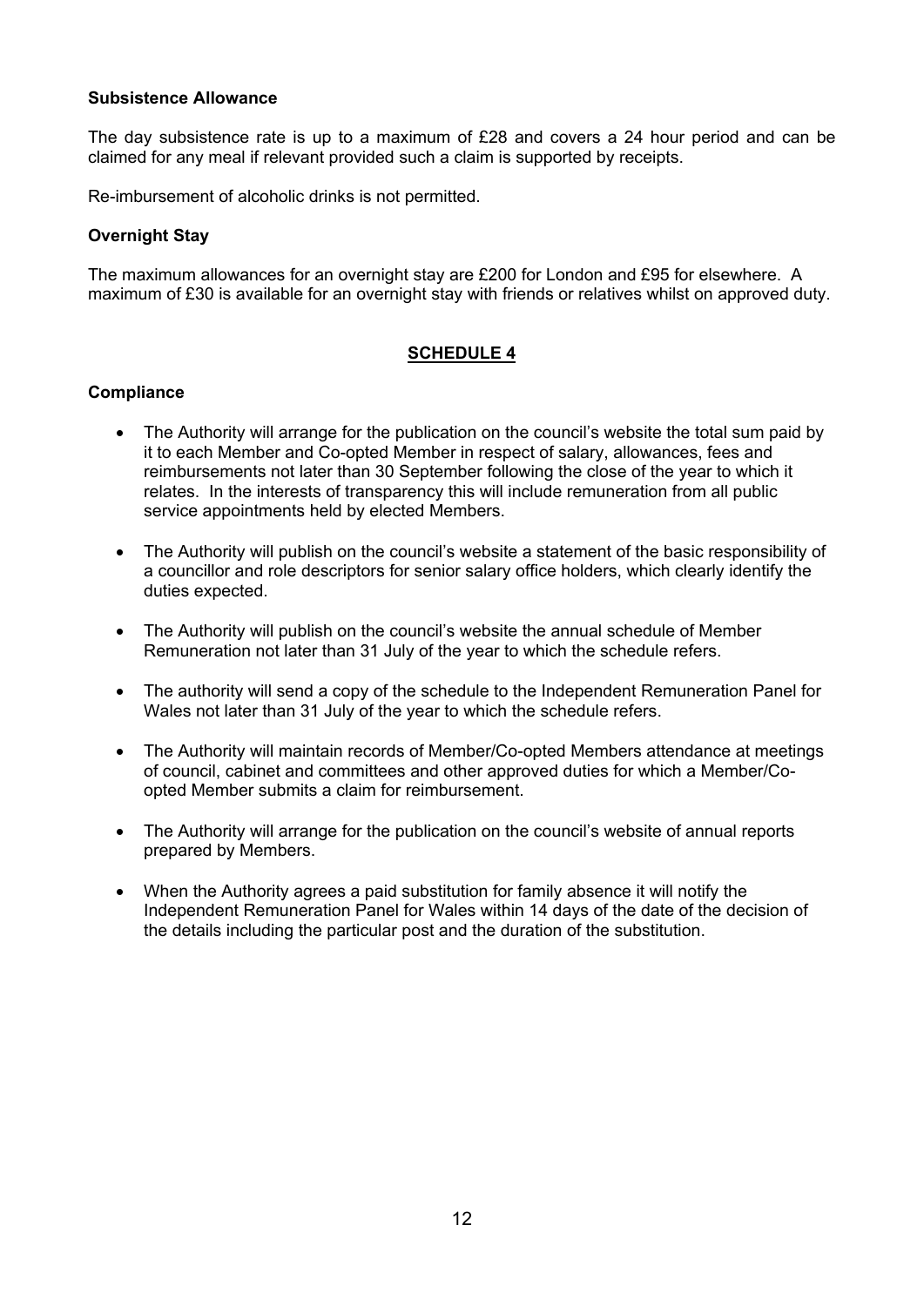**Subsistence Allowance**

The day subsistence rate is up to a maximum of £28 and covers a 24 hour period and can be claimed for any meal if relevant provided such a claim is supported by receipts.

Re-imbursement of alcoholic drinks is not permitted.

**Overnight Stay**

The maximum allowances for an overnight stay are £200 for London and £95 for elsewhere. A maximum of £30 is available for an overnight stay with friends or relatives whilst on approved duty.

## SCHEDULE 4

**Compliance**

- The Authority will arrange for the publication on the council's website the total sum paid by it to each Member and Co-opted Member in respect of salary, allowances, fees and reimbursements not later than 30 September following the close of the year to which it relates. In the interests of transparency this will include remuneration from all public service appointments held by elected Members.
- The Authority will publish on the council's website a statement of the basic responsibility of a councillor and role descriptors for senior salary office holders, which clearly identify the duties expected.
- The Authority will publish on the council's website the annual schedule of Member Remuneration not later than 31 July of the year to which the schedule refers.
- The authority will send a copy of the schedule to the Independent Remuneration Panel for Wales not later than 31 July of the year to which the schedule refers.
- The Authority will maintain records of Member/Co-opted Members attendance at meetings of council, cabinet and committees and other approved duties for which a Member/Co-opted Member submits a claim for reimbursement.
- The Authority will arrange for the publication on the council's website of annual reports prepared by Members.
- When the Authority agrees a paid substitution for family absence it will notify the Independent Remuneration Panel for Wales within 14 days of the date of the decision of the details including the particular post and the duration of the substitution.